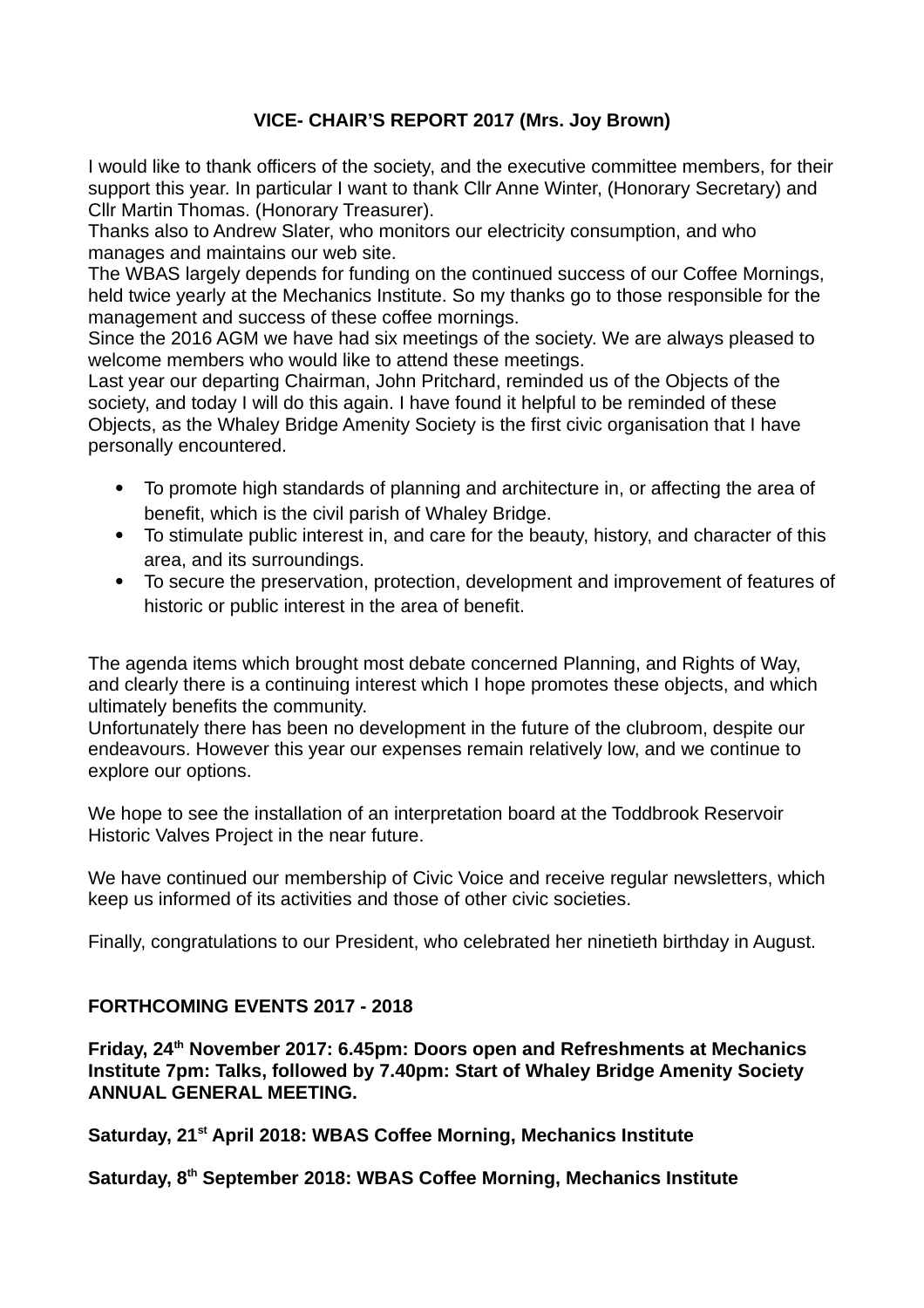## VICE- CHAIR'S REPORT 2017 (Mrs. Joy Brown)

I would like to thank officers of the society, and the executive committee members, for their support this year. In particular I want to thank Cllr Anne Winter, (Honorary Secretary) and Cllr Martin Thomas. (Honorary Treasurer).
Thanks also to Andrew Slater, who monitors our electricity consumption, and who manages and maintains our web site.
The WBAS largely depends for funding on the continued success of our Coffee Mornings, held twice yearly at the Mechanics Institute. So my thanks go to those responsible for the management and success of these coffee mornings.
Since the 2016 AGM we have had six meetings of the society. We are always pleased to welcome members who would like to attend these meetings.
Last year our departing Chairman, John Pritchard, reminded us of the Objects of the society, and today I will do this again. I have found it helpful to be reminded of these Objects, as the Whaley Bridge Amenity Society is the first civic organisation that I have personally encountered.

- To promote high standards of planning and architecture in, or affecting the area of benefit, which is the civil parish of Whaley Bridge.
- To stimulate public interest in, and care for the beauty, history, and character of this area, and its surroundings.
- To secure the preservation, protection, development and improvement of features of historic or public interest in the area of benefit.

The agenda items which brought most debate concerned Planning, and Rights of Way, and clearly there is a continuing interest which I hope promotes these objects, and which ultimately benefits the community.
Unfortunately there has been no development in the future of the clubroom, despite our endeavours. However this year our expenses remain relatively low, and we continue to explore our options.

We hope to see the installation of an interpretation board at the Toddbrook Reservoir Historic Valves Project in the near future.

We have continued our membership of Civic Voice and receive regular newsletters, which keep us informed of its activities and those of other civic societies.

Finally, congratulations to our President, who celebrated her ninetieth birthday in August.

## FORTHCOMING EVENTS 2017 - 2018

**Friday, 24th November 2017: 6.45pm: Doors open and Refreshments at Mechanics Institute 7pm: Talks, followed by 7.40pm: Start of Whaley Bridge Amenity Society ANNUAL GENERAL MEETING.**

**Saturday, 21st April 2018: WBAS Coffee Morning, Mechanics Institute**

**Saturday, 8th September 2018: WBAS Coffee Morning, Mechanics Institute**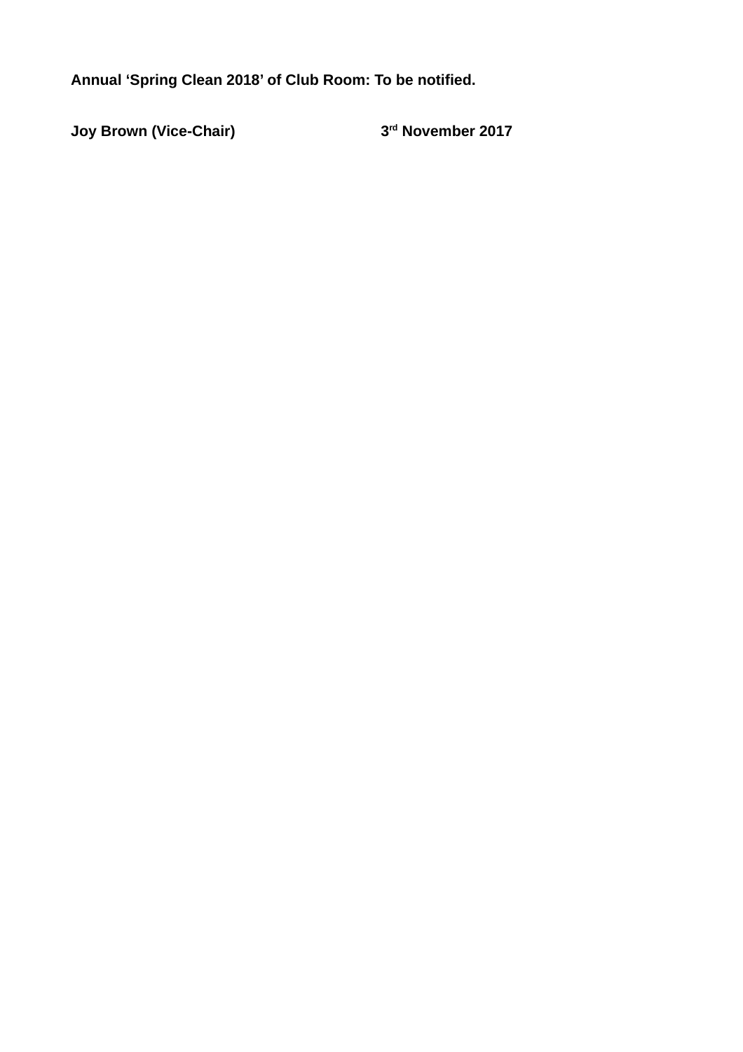**Annual 'Spring Clean 2018' of Club Room: To be notified.**

**Joy Brown (Vice-Chair)** **3rd November 2017**